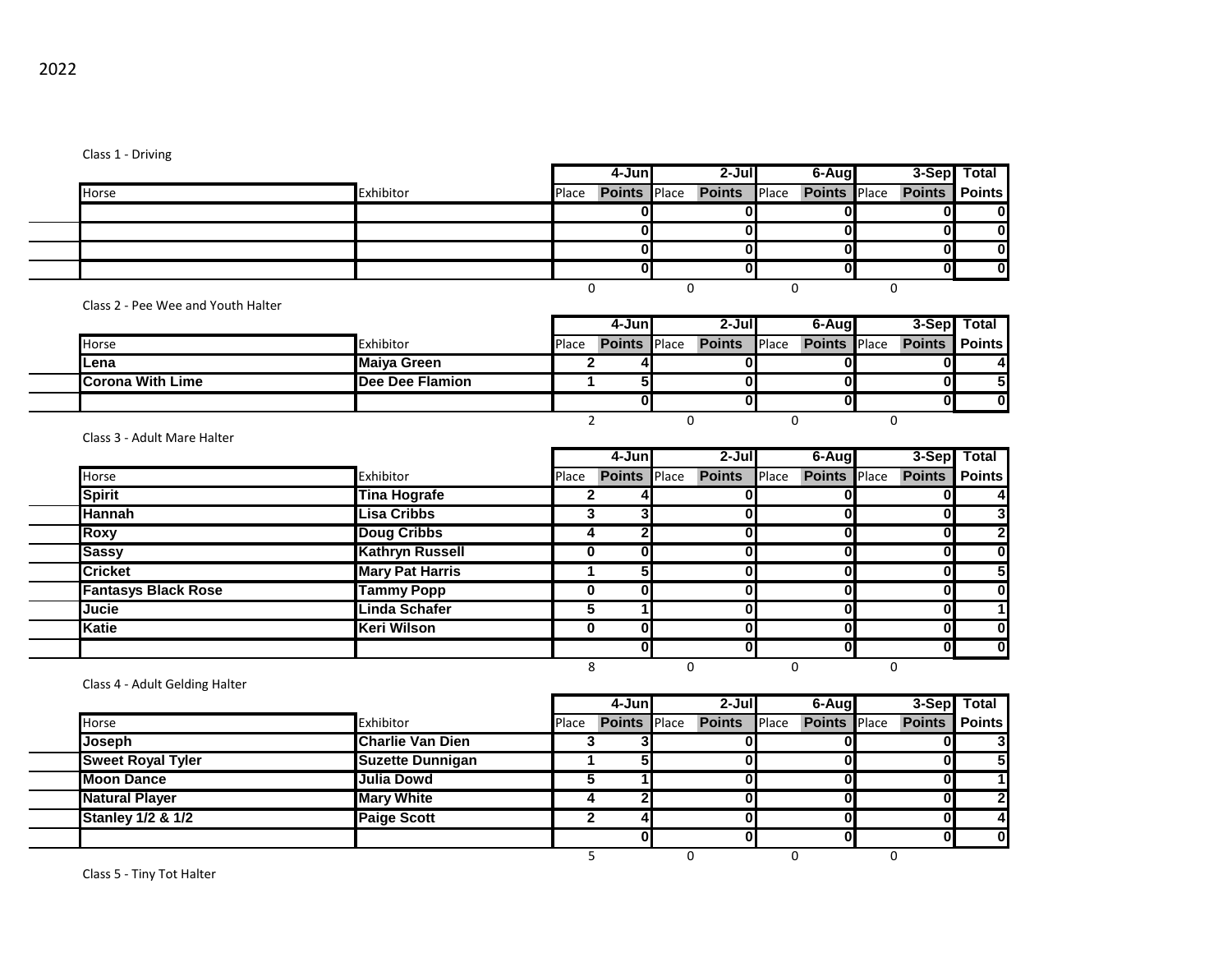2022

Class 1 - Driving

| Horse | Exhibitor | 4-Jun Place | 4-Jun Points | 2-Jul Place | 2-Jul Points | 6-Aug Place | 6-Aug Points | 3-Sep Place | 3-Sep Points | Total Points |
|---|---|---|---|---|---|---|---|---|---|---|
| | | | 0 | | 0 | | 0 | | 0 | 0 |
| | | | 0 | | 0 | | 0 | | 0 | 0 |
| | | | 0 | | 0 | | 0 | | 0 | 0 |
| | | | 0 | | 0 | | 0 | | 0 | 0 |
| | | 0 | | 0 | | 0 | | 0 | | |

Class 2 - Pee Wee and Youth Halter

| Horse | Exhibitor | 4-Jun Place | 4-Jun Points | 2-Jul Place | 2-Jul Points | 6-Aug Place | 6-Aug Points | 3-Sep Place | 3-Sep Points | Total Points |
|---|---|---|---|---|---|---|---|---|---|---|
| **Lena** | **Maiya Green** | 2 | 4 | | 0 | | 0 | | 0 | 4 |
| **Corona With Lime** | **Dee Dee Flamion** | 1 | 5 | | 0 | | 0 | | 0 | 5 |
| | | | 0 | | 0 | | 0 | | 0 | 0 |
| | | 2 | | 0 | | 0 | | 0 | | |

Class 3 - Adult Mare Halter

| Horse | Exhibitor | 4-Jun Place | 4-Jun Points | 2-Jul Place | 2-Jul Points | 6-Aug Place | 6-Aug Points | 3-Sep Place | 3-Sep Points | Total Points |
|---|---|---|---|---|---|---|---|---|---|---|
| **Spirit** | **Tina Hografe** | 2 | 4 | | 0 | | 0 | | 0 | 4 |
| **Hannah** | **Lisa Cribbs** | 3 | 3 | | 0 | | 0 | | 0 | 3 |
| **Roxy** | **Doug Cribbs** | 4 | 2 | | 0 | | 0 | | 0 | 2 |
| **Sassy** | **Kathryn Russell** | 0 | 0 | | 0 | | 0 | | 0 | 0 |
| **Cricket** | **Mary Pat Harris** | 1 | 5 | | 0 | | 0 | | 0 | 5 |
| **Fantasys Black Rose** | **Tammy Popp** | 0 | 0 | | 0 | | 0 | | 0 | 0 |
| **Jucie** | **Linda Schafer** | 5 | 1 | | 0 | | 0 | | 0 | 1 |
| **Katie** | **Keri Wilson** | 0 | 0 | | 0 | | 0 | | 0 | 0 |
| | | | 0 | | 0 | | 0 | | 0 | 0 |
| | | 8 | | 0 | | 0 | | 0 | | |

Class 4 - Adult Gelding Halter

| Horse | Exhibitor | 4-Jun Place | 4-Jun Points | 2-Jul Place | 2-Jul Points | 6-Aug Place | 6-Aug Points | 3-Sep Place | 3-Sep Points | Total Points |
|---|---|---|---|---|---|---|---|---|---|---|
| **Joseph** | **Charlie Van Dien** | 3 | 3 | | 0 | | 0 | | 0 | 3 |
| **Sweet Royal Tyler** | **Suzette Dunnigan** | 1 | 5 | | 0 | | 0 | | 0 | 5 |
| **Moon Dance** | **Julia Dowd** | 5 | 1 | | 0 | | 0 | | 0 | 1 |
| **Natural Player** | **Mary White** | 4 | 2 | | 0 | | 0 | | 0 | 2 |
| **Stanley 1/2 & 1/2** | **Paige Scott** | 2 | 4 | | 0 | | 0 | | 0 | 4 |
| | | | 0 | | 0 | | 0 | | 0 | 0 |
| | | 5 | | 0 | | 0 | | 0 | | |

Class 5 - Tiny Tot Halter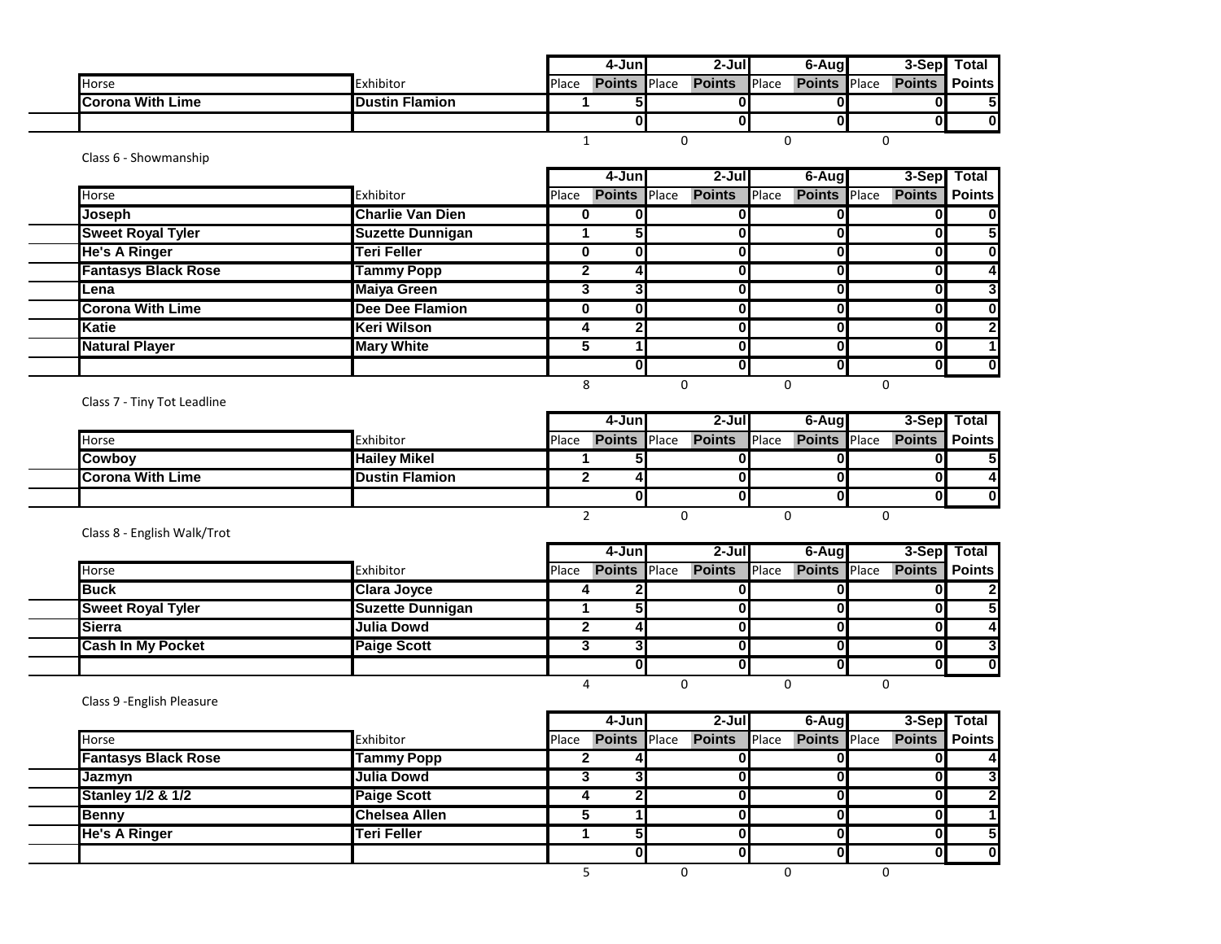| Horse | Exhibitor | Place | 4-Jun Points | Place | 2-Jul Points | Place | 6-Aug Points | Place | 3-Sep Points | Total Points |
|---|---|---|---|---|---|---|---|---|---|---|
| Corona With Lime | Dustin Flamion | 1 | 5 | | 0 | | 0 | | 0 | 5 |
| | | | 0 | | 0 | | 0 | | 0 | 0 |
| | | 1 | | 0 | | 0 | | 0 | | |

Class 6 - Showmanship

| Horse | Exhibitor | Place | 4-Jun Points | Place | 2-Jul Points | Place | 6-Aug Points | Place | 3-Sep Points | Total Points |
|---|---|---|---|---|---|---|---|---|---|---|
| Joseph | Charlie Van Dien | 0 | 0 | | 0 | | 0 | | 0 | 0 |
| Sweet Royal Tyler | Suzette Dunnigan | 1 | 5 | | 0 | | 0 | | 0 | 5 |
| He's A Ringer | Teri Feller | 0 | 0 | | 0 | | 0 | | 0 | 0 |
| Fantasys Black Rose | Tammy Popp | 2 | 4 | | 0 | | 0 | | 0 | 4 |
| Lena | Maiya Green | 3 | 3 | | 0 | | 0 | | 0 | 3 |
| Corona With Lime | Dee Dee Flamion | 0 | 0 | | 0 | | 0 | | 0 | 0 |
| Katie | Keri Wilson | 4 | 2 | | 0 | | 0 | | 0 | 2 |
| Natural Player | Mary White | 5 | 1 | | 0 | | 0 | | 0 | 1 |
| | | | 0 | | 0 | | 0 | | 0 | 0 |
| | | 8 | | 0 | | 0 | | 0 | | |

Class 7 - Tiny Tot Leadline

| Horse | Exhibitor | Place | 4-Jun Points | Place | 2-Jul Points | Place | 6-Aug Points | Place | 3-Sep Points | Total Points |
|---|---|---|---|---|---|---|---|---|---|---|
| Cowboy | Hailey Mikel | 1 | 5 | | 0 | | 0 | | 0 | 5 |
| Corona With Lime | Dustin Flamion | 2 | 4 | | 0 | | 0 | | 0 | 4 |
| | | | 0 | | 0 | | 0 | | 0 | 0 |
| | | 2 | | 0 | | 0 | | 0 | | |

Class 8 - English Walk/Trot

| Horse | Exhibitor | Place | 4-Jun Points | Place | 2-Jul Points | Place | 6-Aug Points | Place | 3-Sep Points | Total Points |
|---|---|---|---|---|---|---|---|---|---|---|
| Buck | Clara Joyce | 4 | 2 | | 0 | | 0 | | 0 | 2 |
| Sweet Royal Tyler | Suzette Dunnigan | 1 | 5 | | 0 | | 0 | | 0 | 5 |
| Sierra | Julia Dowd | 2 | 4 | | 0 | | 0 | | 0 | 4 |
| Cash In My Pocket | Paige Scott | 3 | 3 | | 0 | | 0 | | 0 | 3 |
| | | | 0 | | 0 | | 0 | | 0 | 0 |
| | | 4 | | 0 | | 0 | | 0 | | |

Class 9 -English Pleasure

| Horse | Exhibitor | Place | 4-Jun Points | Place | 2-Jul Points | Place | 6-Aug Points | Place | 3-Sep Points | Total Points |
|---|---|---|---|---|---|---|---|---|---|---|
| Fantasys Black Rose | Tammy Popp | 2 | 4 | | 0 | | 0 | | 0 | 4 |
| Jazmyn | Julia Dowd | 3 | 3 | | 0 | | 0 | | 0 | 3 |
| Stanley 1/2 & 1/2 | Paige Scott | 4 | 2 | | 0 | | 0 | | 0 | 2 |
| Benny | Chelsea Allen | 5 | 1 | | 0 | | 0 | | 0 | 1 |
| He's A Ringer | Teri Feller | 1 | 5 | | 0 | | 0 | | 0 | 5 |
| | | | 0 | | 0 | | 0 | | 0 | 0 |
| | | 5 | | 0 | | 0 | | 0 | | |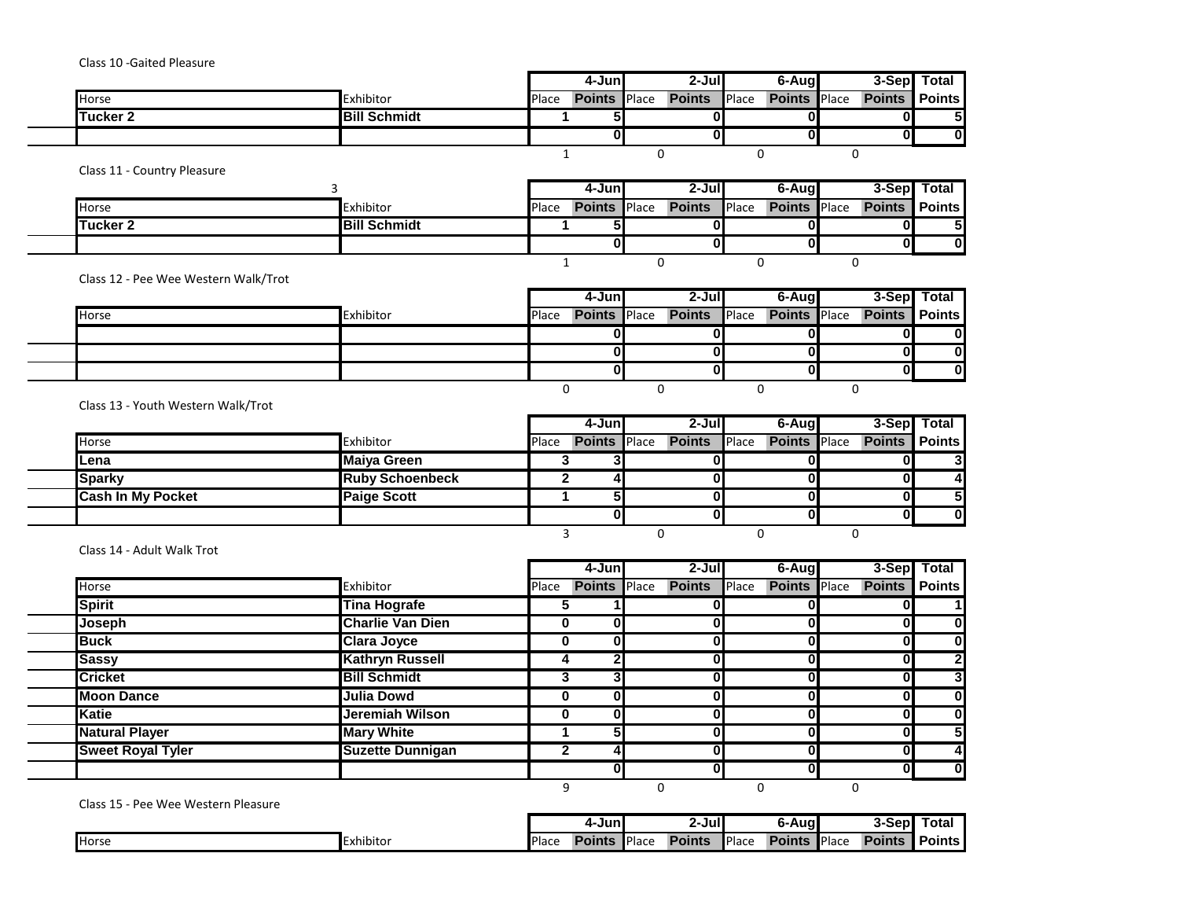Class 10 -Gaited Pleasure

| Horse | Exhibitor | 4-Jun Place | 4-Jun Points | 2-Jul Place | 2-Jul Points | 6-Aug Place | 6-Aug Points | 3-Sep Place | 3-Sep Points | Total Points |
|---|---|---|---|---|---|---|---|---|---|---|
| **Tucker 2** | **Bill Schmidt** | **1** | **5** | | **0** | | **0** | | **0** | **5** |
| | | | **0** | | **0** | | **0** | | **0** | **0** |
| | | 1 | | 0 | | 0 | | 0 | | |

Class 11 - Country Pleasure

3

| Horse | Exhibitor | 4-Jun Place | 4-Jun Points | 2-Jul Place | 2-Jul Points | 6-Aug Place | 6-Aug Points | 3-Sep Place | 3-Sep Points | Total Points |
|---|---|---|---|---|---|---|---|---|---|---|
| **Tucker 2** | **Bill Schmidt** | **1** | **5** | | **0** | | **0** | | **0** | **5** |
| | | | **0** | | **0** | | **0** | | **0** | **0** |
| | | 1 | | 0 | | 0 | | 0 | | |

Class 12 - Pee Wee Western Walk/Trot

| Horse | Exhibitor | 4-Jun Place | 4-Jun Points | 2-Jul Place | 2-Jul Points | 6-Aug Place | 6-Aug Points | 3-Sep Place | 3-Sep Points | Total Points |
|---|---|---|---|---|---|---|---|---|---|---|
| | | | **0** | | **0** | | **0** | | **0** | **0** |
| | | | **0** | | **0** | | **0** | | **0** | **0** |
| | | | **0** | | **0** | | **0** | | **0** | **0** |
| | | 0 | | 0 | | 0 | | 0 | | |

Class 13 - Youth Western Walk/Trot

| Horse | Exhibitor | 4-Jun Place | 4-Jun Points | 2-Jul Place | 2-Jul Points | 6-Aug Place | 6-Aug Points | 3-Sep Place | 3-Sep Points | Total Points |
|---|---|---|---|---|---|---|---|---|---|---|
| **Lena** | **Maiya Green** | **3** | **3** | | **0** | | **0** | | **0** | **3** |
| **Sparky** | **Ruby Schoenbeck** | **2** | **4** | | **0** | | **0** | | **0** | **4** |
| **Cash In My Pocket** | **Paige Scott** | **1** | **5** | | **0** | | **0** | | **0** | **5** |
| | | | **0** | | **0** | | **0** | | **0** | **0** |
| | | 3 | | 0 | | 0 | | 0 | | |

Class 14 - Adult Walk Trot

| Horse | Exhibitor | 4-Jun Place | 4-Jun Points | 2-Jul Place | 2-Jul Points | 6-Aug Place | 6-Aug Points | 3-Sep Place | 3-Sep Points | Total Points |
|---|---|---|---|---|---|---|---|---|---|---|
| **Spirit** | **Tina Hografe** | **5** | **1** | | **0** | | **0** | | **0** | **1** |
| **Joseph** | **Charlie Van Dien** | **0** | **0** | | **0** | | **0** | | **0** | **0** |
| **Buck** | **Clara Joyce** | **0** | **0** | | **0** | | **0** | | **0** | **0** |
| **Sassy** | **Kathryn Russell** | **4** | **2** | | **0** | | **0** | | **0** | **2** |
| **Cricket** | **Bill Schmidt** | **3** | **3** | | **0** | | **0** | | **0** | **3** |
| **Moon Dance** | **Julia Dowd** | **0** | **0** | | **0** | | **0** | | **0** | **0** |
| **Katie** | **Jeremiah Wilson** | **0** | **0** | | **0** | | **0** | | **0** | **0** |
| **Natural Player** | **Mary White** | **1** | **5** | | **0** | | **0** | | **0** | **5** |
| **Sweet Royal Tyler** | **Suzette Dunnigan** | **2** | **4** | | **0** | | **0** | | **0** | **4** |
| | | | **0** | | **0** | | **0** | | **0** | **0** |
| | | 9 | | 0 | | 0 | | 0 | | |

Class 15 - Pee Wee Western Pleasure

| Horse | Exhibitor | 4-Jun Place | 4-Jun Points | 2-Jul Place | 2-Jul Points | 6-Aug Place | 6-Aug Points | 3-Sep Place | 3-Sep Points | Total Points |
|---|---|---|---|---|---|---|---|---|---|---|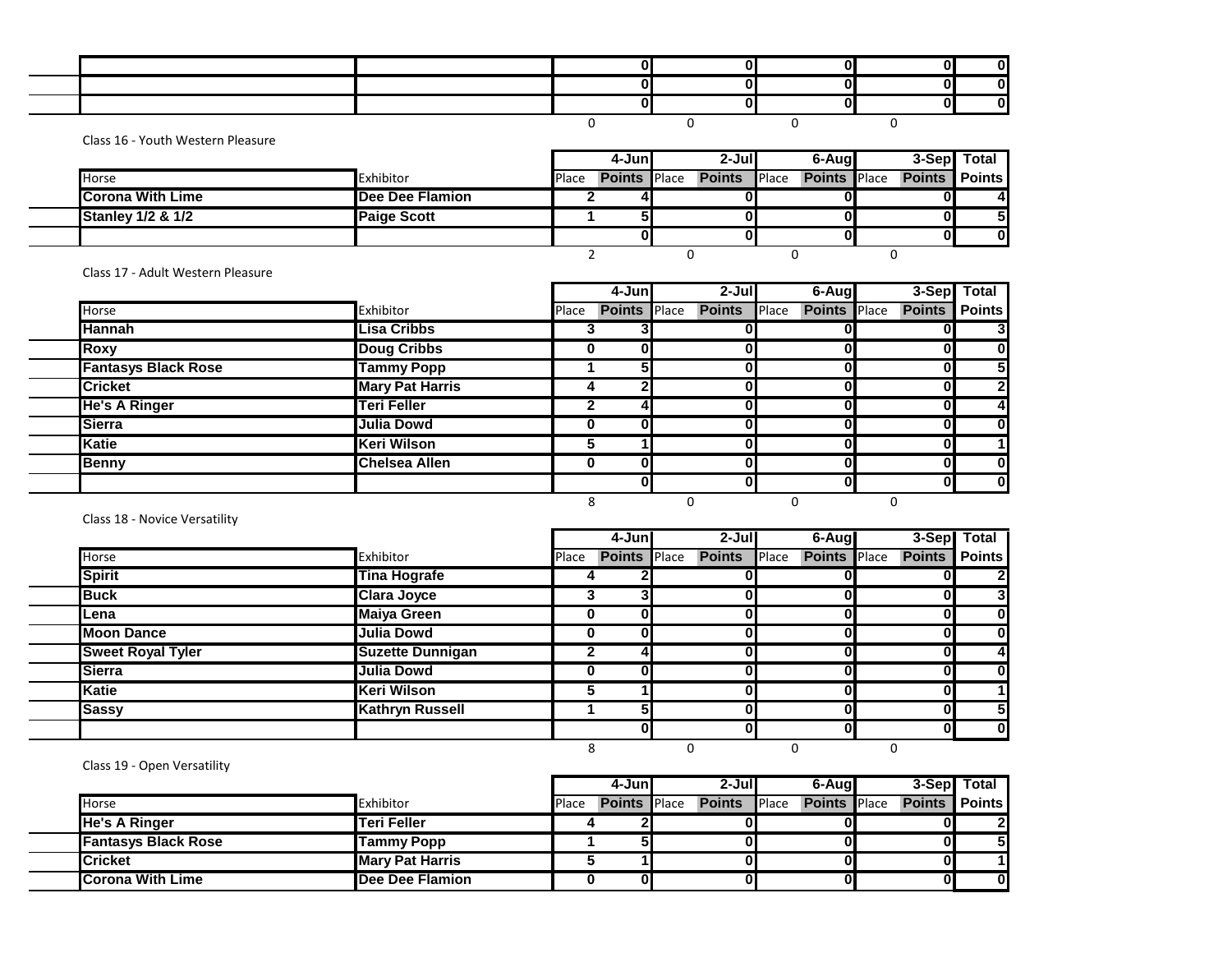| | | | | | | | | | | |
|---|---|---|---|---|---|---|---|---|---|---|
| | | | 0 | | 0 | | 0 | | 0 | 0 |
| | | | 0 | | 0 | | 0 | | 0 | 0 |
| | | | 0 | | 0 | | 0 | | 0 | 0 |
| | | 0 | | 0 | | 0 | | 0 | | |

Class 16 - Youth Western Pleasure

| | | 4-Jun | | 2-Jul | | 6-Aug | | 3-Sep | | Total |
|---|---|---|---|---|---|---|---|---|---|---|
| Horse | Exhibitor | Place | Points | Place | Points | Place | Points | Place | Points | Points |
| Corona With Lime | Dee Dee Flamion | 2 | 4 | | 0 | | 0 | | 0 | 4 |
| Stanley 1/2 & 1/2 | Paige Scott | 1 | 5 | | 0 | | 0 | | 0 | 5 |
| | | | 0 | | 0 | | 0 | | 0 | 0 |
| | | 2 | | 0 | | 0 | | 0 | | |

Class 17 - Adult Western Pleasure

| | | 4-Jun | | 2-Jul | | 6-Aug | | 3-Sep | | Total |
|---|---|---|---|---|---|---|---|---|---|---|
| Horse | Exhibitor | Place | Points | Place | Points | Place | Points | Place | Points | Points |
| Hannah | Lisa Cribbs | 3 | 3 | | 0 | | 0 | | 0 | 3 |
| Roxy | Doug Cribbs | 0 | 0 | | 0 | | 0 | | 0 | 0 |
| Fantasys Black Rose | Tammy Popp | 1 | 5 | | 0 | | 0 | | 0 | 5 |
| Cricket | Mary Pat Harris | 4 | 2 | | 0 | | 0 | | 0 | 2 |
| He's A Ringer | Teri Feller | 2 | 4 | | 0 | | 0 | | 0 | 4 |
| Sierra | Julia Dowd | 0 | 0 | | 0 | | 0 | | 0 | 0 |
| Katie | Keri Wilson | 5 | 1 | | 0 | | 0 | | 0 | 1 |
| Benny | Chelsea Allen | 0 | 0 | | 0 | | 0 | | 0 | 0 |
| | | | 0 | | 0 | | 0 | | 0 | 0 |
| | | 8 | | 0 | | 0 | | 0 | | |

Class 18 - Novice Versatility

| | | 4-Jun | | 2-Jul | | 6-Aug | | 3-Sep | | Total |
|---|---|---|---|---|---|---|---|---|---|---|
| Horse | Exhibitor | Place | Points | Place | Points | Place | Points | Place | Points | Points |
| Spirit | Tina Hografe | 4 | 2 | | 0 | | 0 | | 0 | 2 |
| Buck | Clara Joyce | 3 | 3 | | 0 | | 0 | | 0 | 3 |
| Lena | Maiya Green | 0 | 0 | | 0 | | 0 | | 0 | 0 |
| Moon Dance | Julia Dowd | 0 | 0 | | 0 | | 0 | | 0 | 0 |
| Sweet Royal Tyler | Suzette Dunnigan | 2 | 4 | | 0 | | 0 | | 0 | 4 |
| Sierra | Julia Dowd | 0 | 0 | | 0 | | 0 | | 0 | 0 |
| Katie | Keri Wilson | 5 | 1 | | 0 | | 0 | | 0 | 1 |
| Sassy | Kathryn Russell | 1 | 5 | | 0 | | 0 | | 0 | 5 |
| | | | 0 | | 0 | | 0 | | 0 | 0 |
| | | 8 | | 0 | | 0 | | 0 | | |

Class 19 - Open Versatility

| | | 4-Jun | | 2-Jul | | 6-Aug | | 3-Sep | | Total |
|---|---|---|---|---|---|---|---|---|---|---|
| Horse | Exhibitor | Place | Points | Place | Points | Place | Points | Place | Points | Points |
| He's A Ringer | Teri Feller | 4 | 2 | | 0 | | 0 | | 0 | 2 |
| Fantasys Black Rose | Tammy Popp | 1 | 5 | | 0 | | 0 | | 0 | 5 |
| Cricket | Mary Pat Harris | 5 | 1 | | 0 | | 0 | | 0 | 1 |
| Corona With Lime | Dee Dee Flamion | 0 | 0 | | 0 | | 0 | | 0 | 0 |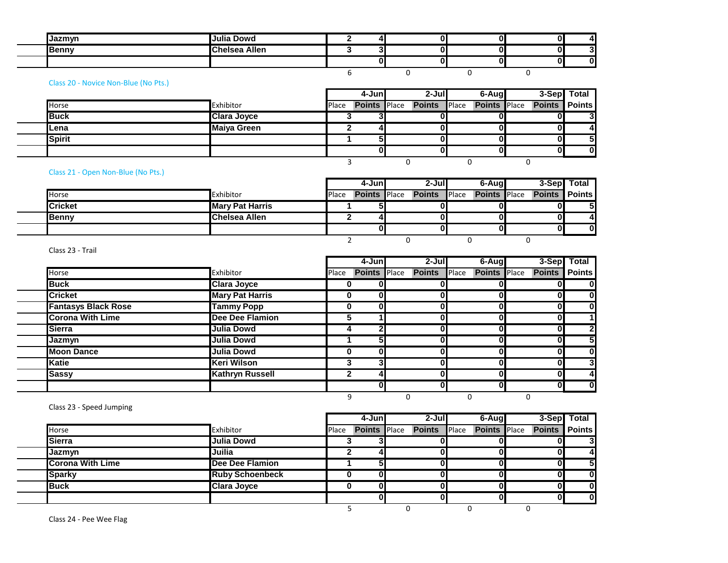| Horse | Exhibitor | Place | Points | Place | Points | Place | Points | Place | Points | Total Points |
|---|---|---|---|---|---|---|---|---|---|---|
| Jazmyn | Julia Dowd | 2 | 4 | | 0 | | 0 | | 0 | 4 |
| Benny | Chelsea Allen | 3 | 3 | | 0 | | 0 | | 0 | 3 |
| | | | 0 | | 0 | | 0 | | 0 | 0 |
| | | 6 | | 0 | | 0 | | 0 | | |

Class 20 - Novice Non-Blue (No Pts.)

| Horse | Exhibitor | 4-Jun | | 2-Jul | | 6-Aug | | 3-Sep | | Total |
|---|---|---|---|---|---|---|---|---|---|---|
| | | Place | Points | Place | Points | Place | Points | Place | Points | Points |
| Buck | Clara Joyce | 3 | 3 | | 0 | | 0 | | 0 | 3 |
| Lena | Maiya Green | 2 | 4 | | 0 | | 0 | | 0 | 4 |
| Spirit | | 1 | 5 | | 0 | | 0 | | 0 | 5 |
| | | | 0 | | 0 | | 0 | | 0 | 0 |
| | | 3 | | 0 | | 0 | | 0 | | |

Class 21 - Open Non-Blue (No Pts.)

| Horse | Exhibitor | 4-Jun | | 2-Jul | | 6-Aug | | 3-Sep | | Total |
|---|---|---|---|---|---|---|---|---|---|---|
| | | Place | Points | Place | Points | Place | Points | Place | Points | Points |
| Cricket | Mary Pat Harris | 1 | 5 | | 0 | | 0 | | 0 | 5 |
| Benny | Chelsea Allen | 2 | 4 | | 0 | | 0 | | 0 | 4 |
| | | | 0 | | 0 | | 0 | | 0 | 0 |
| | | 2 | | 0 | | 0 | | 0 | | |

Class 23 - Trail

| Horse | Exhibitor | 4-Jun | | 2-Jul | | 6-Aug | | 3-Sep | | Total |
|---|---|---|---|---|---|---|---|---|---|---|
| | | Place | Points | Place | Points | Place | Points | Place | Points | Points |
| Buck | Clara Joyce | 0 | 0 | | 0 | | 0 | | 0 | 0 |
| Cricket | Mary Pat Harris | 0 | 0 | | 0 | | 0 | | 0 | 0 |
| Fantasys Black Rose | Tammy Popp | 0 | 0 | | 0 | | 0 | | 0 | 0 |
| Corona With Lime | Dee Dee Flamion | 5 | 1 | | 0 | | 0 | | 0 | 1 |
| Sierra | Julia Dowd | 4 | 2 | | 0 | | 0 | | 0 | 2 |
| Jazmyn | Julia Dowd | 1 | 5 | | 0 | | 0 | | 0 | 5 |
| Moon Dance | Julia Dowd | 0 | 0 | | 0 | | 0 | | 0 | 0 |
| Katie | Keri Wilson | 3 | 3 | | 0 | | 0 | | 0 | 3 |
| Sassy | Kathryn Russell | 2 | 4 | | 0 | | 0 | | 0 | 4 |
| | | | 0 | | 0 | | 0 | | 0 | 0 |
| | | 9 | | 0 | | 0 | | 0 | | |

Class 23 - Speed Jumping

| Horse | Exhibitor | 4-Jun | | 2-Jul | | 6-Aug | | 3-Sep | | Total |
|---|---|---|---|---|---|---|---|---|---|---|
| | | Place | Points | Place | Points | Place | Points | Place | Points | Points |
| Sierra | Julia Dowd | 3 | 3 | | 0 | | 0 | | 0 | 3 |
| Jazmyn | Juilia | 2 | 4 | | 0 | | 0 | | 0 | 4 |
| Corona With Lime | Dee Dee Flamion | 1 | 5 | | 0 | | 0 | | 0 | 5 |
| Sparky | Ruby Schoenbeck | 0 | 0 | | 0 | | 0 | | 0 | 0 |
| Buck | Clara Joyce | 0 | 0 | | 0 | | 0 | | 0 | 0 |
| | | | 0 | | 0 | | 0 | | 0 | 0 |
| | | 5 | | 0 | | 0 | | 0 | | |

Class 24 - Pee Wee Flag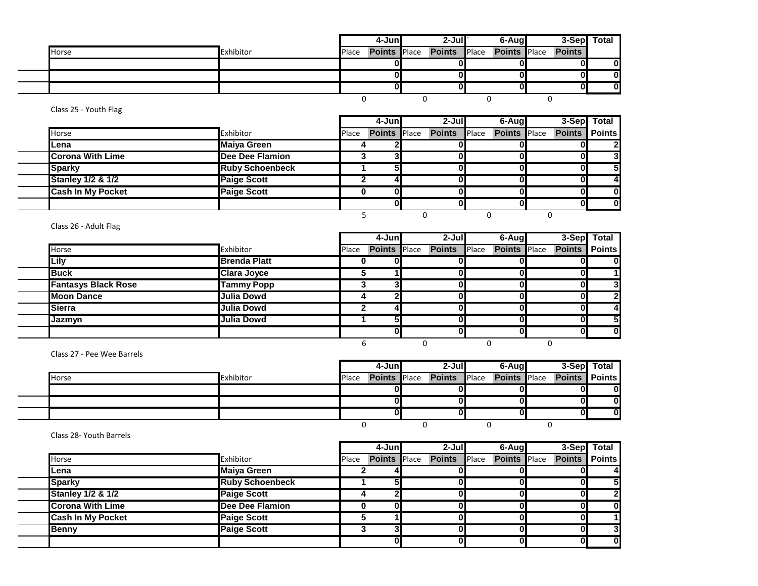| Horse | Exhibitor | 4-Jun Place | 4-Jun Points | 2-Jul Place | 2-Jul Points | 6-Aug Place | 6-Aug Points | 3-Sep Place | 3-Sep Points | Total |
|---|---|---|---|---|---|---|---|---|---|---|
| | | | 0 | | 0 | | 0 | | 0 | 0 |
| | | | 0 | | 0 | | 0 | | 0 | 0 |
| | | | 0 | | 0 | | 0 | | 0 | 0 |
| | | 0 | | 0 | | 0 | | 0 | | |

Class 25 - Youth Flag

| Horse | Exhibitor | 4-Jun Place | 4-Jun Points | 2-Jul Place | 2-Jul Points | 6-Aug Place | 6-Aug Points | 3-Sep Place | 3-Sep Points | Total Points |
|---|---|---|---|---|---|---|---|---|---|---|
| **Lena** | **Maiya Green** | **4** | **2** | | **0** | | **0** | | **0** | **2** |
| **Corona With Lime** | **Dee Dee Flamion** | **3** | **3** | | **0** | | **0** | | **0** | **3** |
| **Sparky** | **Ruby Schoenbeck** | **1** | **5** | | **0** | | **0** | | **0** | **5** |
| **Stanley 1/2 & 1/2** | **Paige Scott** | **2** | **4** | | **0** | | **0** | | **0** | **4** |
| **Cash In My Pocket** | **Paige Scott** | **0** | **0** | | **0** | | **0** | | **0** | **0** |
| | | | 0 | | 0 | | 0 | | 0 | 0 |
| | | 5 | | 0 | | 0 | | 0 | | |

Class 26 - Adult Flag

| Horse | Exhibitor | 4-Jun Place | 4-Jun Points | 2-Jul Place | 2-Jul Points | 6-Aug Place | 6-Aug Points | 3-Sep Place | 3-Sep Points | Total Points |
|---|---|---|---|---|---|---|---|---|---|---|
| **Lily** | **Brenda Platt** | **0** | **0** | | **0** | | **0** | | **0** | **0** |
| **Buck** | **Clara Joyce** | **5** | **1** | | **0** | | **0** | | **0** | **1** |
| **Fantasys Black Rose** | **Tammy Popp** | **3** | **3** | | **0** | | **0** | | **0** | **3** |
| **Moon Dance** | **Julia Dowd** | **4** | **2** | | **0** | | **0** | | **0** | **2** |
| **Sierra** | **Julia Dowd** | **2** | **4** | | **0** | | **0** | | **0** | **4** |
| **Jazmyn** | **Julia Dowd** | **1** | **5** | | **0** | | **0** | | **0** | **5** |
| | | | 0 | | 0 | | 0 | | 0 | 0 |
| | | 6 | | 0 | | 0 | | 0 | | |

Class 27 - Pee Wee Barrels

| Horse | Exhibitor | 4-Jun Place | 4-Jun Points | 2-Jul Place | 2-Jul Points | 6-Aug Place | 6-Aug Points | 3-Sep Place | 3-Sep Points | Total Points |
|---|---|---|---|---|---|---|---|---|---|---|
| | | | 0 | | 0 | | 0 | | 0 | 0 |
| | | | 0 | | 0 | | 0 | | 0 | 0 |
| | | | 0 | | 0 | | 0 | | 0 | 0 |
| | | 0 | | 0 | | 0 | | 0 | | |

Class 28- Youth Barrels

| Horse | Exhibitor | 4-Jun Place | 4-Jun Points | 2-Jul Place | 2-Jul Points | 6-Aug Place | 6-Aug Points | 3-Sep Place | 3-Sep Points | Total Points |
|---|---|---|---|---|---|---|---|---|---|---|
| **Lena** | **Maiya Green** | **2** | **4** | | **0** | | **0** | | **0** | **4** |
| **Sparky** | **Ruby Schoenbeck** | **1** | **5** | | **0** | | **0** | | **0** | **5** |
| **Stanley 1/2 & 1/2** | **Paige Scott** | **4** | **2** | | **0** | | **0** | | **0** | **2** |
| **Corona With Lime** | **Dee Dee Flamion** | **0** | **0** | | **0** | | **0** | | **0** | **0** |
| **Cash In My Pocket** | **Paige Scott** | **5** | **1** | | **0** | | **0** | | **0** | **1** |
| **Benny** | **Paige Scott** | **3** | **3** | | **0** | | **0** | | **0** | **3** |
| | | | 0 | | 0 | | 0 | | 0 | 0 |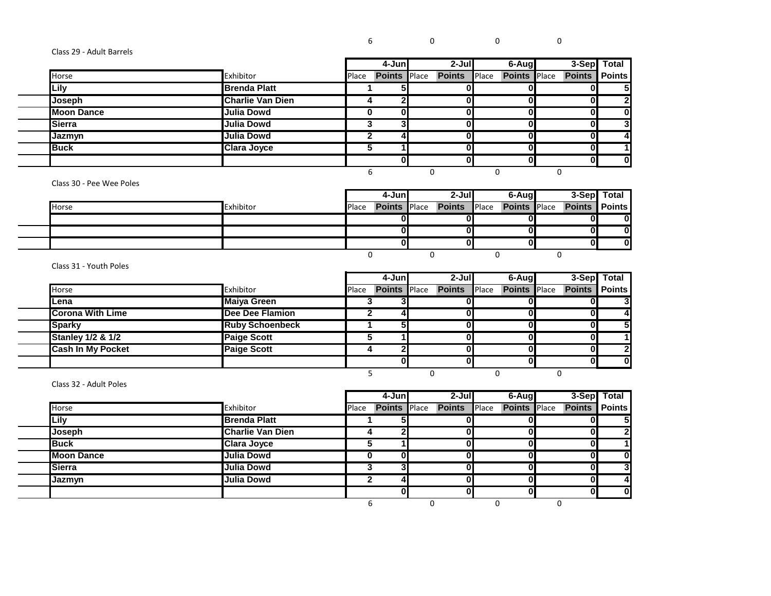6 0 0 0

Class 29 - Adult Barrels

| Horse | Exhibitor | 4-Jun Place | 4-Jun Points | 2-Jul Place | 2-Jul Points | 6-Aug Place | 6-Aug Points | 3-Sep Place | 3-Sep Points | Total Points |
|---|---|---|---|---|---|---|---|---|---|---|
| Lily | Brenda Platt | 1 | 5 | | 0 | | 0 | | 0 | 5 |
| Joseph | Charlie Van Dien | 4 | 2 | | 0 | | 0 | | 0 | 2 |
| Moon Dance | Julia Dowd | 0 | 0 | | 0 | | 0 | | 0 | 0 |
| Sierra | Julia Dowd | 3 | 3 | | 0 | | 0 | | 0 | 3 |
| Jazmyn | Julia Dowd | 2 | 4 | | 0 | | 0 | | 0 | 4 |
| Buck | Clara Joyce | 5 | 1 | | 0 | | 0 | | 0 | 1 |
| | | | 0 | | 0 | | 0 | | 0 | 0 |

6 0 0 0

Class 30 - Pee Wee Poles

| Horse | Exhibitor | 4-Jun Place | 4-Jun Points | 2-Jul Place | 2-Jul Points | 6-Aug Place | 6-Aug Points | 3-Sep Place | 3-Sep Points | Total Points |
|---|---|---|---|---|---|---|---|---|---|---|
| | | | 0 | | 0 | | 0 | | 0 | 0 |
| | | | 0 | | 0 | | 0 | | 0 | 0 |
| | | | 0 | | 0 | | 0 | | 0 | 0 |

0 0 0 0

Class 31 - Youth Poles

| Horse | Exhibitor | 4-Jun Place | 4-Jun Points | 2-Jul Place | 2-Jul Points | 6-Aug Place | 6-Aug Points | 3-Sep Place | 3-Sep Points | Total Points |
|---|---|---|---|---|---|---|---|---|---|---|
| Lena | Maiya Green | 3 | 3 | | 0 | | 0 | | 0 | 3 |
| Corona With Lime | Dee Dee Flamion | 2 | 4 | | 0 | | 0 | | 0 | 4 |
| Sparky | Ruby Schoenbeck | 1 | 5 | | 0 | | 0 | | 0 | 5 |
| Stanley 1/2 & 1/2 | Paige Scott | 5 | 1 | | 0 | | 0 | | 0 | 1 |
| Cash In My Pocket | Paige Scott | 4 | 2 | | 0 | | 0 | | 0 | 2 |
| | | | 0 | | 0 | | 0 | | 0 | 0 |

5 0 0 0

Class 32 - Adult Poles

| Horse | Exhibitor | 4-Jun Place | 4-Jun Points | 2-Jul Place | 2-Jul Points | 6-Aug Place | 6-Aug Points | 3-Sep Place | 3-Sep Points | Total Points |
|---|---|---|---|---|---|---|---|---|---|---|
| Lily | Brenda Platt | 1 | 5 | | 0 | | 0 | | 0 | 5 |
| Joseph | Charlie Van Dien | 4 | 2 | | 0 | | 0 | | 0 | 2 |
| Buck | Clara Joyce | 5 | 1 | | 0 | | 0 | | 0 | 1 |
| Moon Dance | Julia Dowd | 0 | 0 | | 0 | | 0 | | 0 | 0 |
| Sierra | Julia Dowd | 3 | 3 | | 0 | | 0 | | 0 | 3 |
| Jazmyn | Julia Dowd | 2 | 4 | | 0 | | 0 | | 0 | 4 |
| | | | 0 | | 0 | | 0 | | 0 | 0 |

6 0 0 0